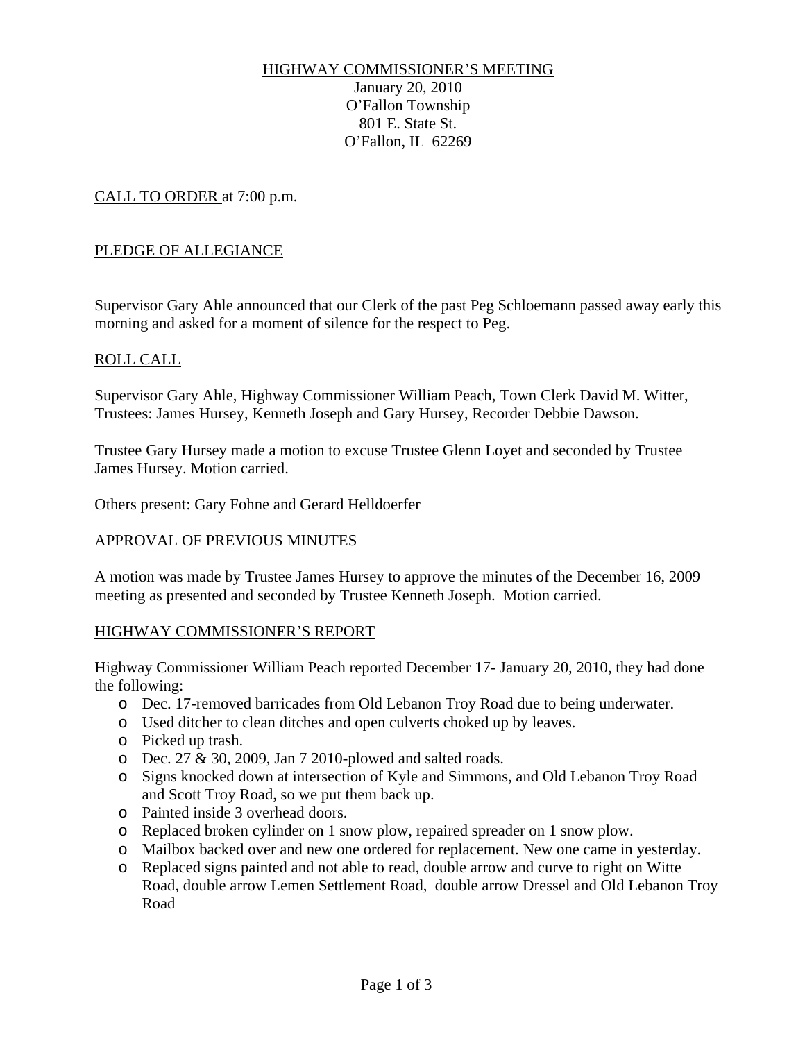HIGHWAY COMMISSIONER'S MEETING
January 20, 2010
O'Fallon Township
801 E. State St.
O'Fallon, IL 62269

CALL TO ORDER at 7:00 p.m.

PLEDGE OF ALLEGIANCE

Supervisor Gary Ahle announced that our Clerk of the past Peg Schloemann passed away early this morning and asked for a moment of silence for the respect to Peg.

ROLL CALL

Supervisor Gary Ahle, Highway Commissioner William Peach, Town Clerk David M. Witter, Trustees: James Hursey, Kenneth Joseph and Gary Hursey, Recorder Debbie Dawson.

Trustee Gary Hursey made a motion to excuse Trustee Glenn Loyet and seconded by Trustee James Hursey. Motion carried.

Others present: Gary Fohne and Gerard Helldoerfer

APPROVAL OF PREVIOUS MINUTES

A motion was made by Trustee James Hursey to approve the minutes of the December 16, 2009 meeting as presented and seconded by Trustee Kenneth Joseph. Motion carried.

HIGHWAY COMMISSIONER'S REPORT

Highway Commissioner William Peach reported December 17- January 20, 2010, they had done the following:

- Dec. 17-removed barricades from Old Lebanon Troy Road due to being underwater.
- Used ditcher to clean ditches and open culverts choked up by leaves.
- Picked up trash.
- Dec. 27 & 30, 2009, Jan 7 2010-plowed and salted roads.
- Signs knocked down at intersection of Kyle and Simmons, and Old Lebanon Troy Road and Scott Troy Road, so we put them back up.
- Painted inside 3 overhead doors.
- Replaced broken cylinder on 1 snow plow, repaired spreader on 1 snow plow.
- Mailbox backed over and new one ordered for replacement. New one came in yesterday.
- Replaced signs painted and not able to read, double arrow and curve to right on Witte Road, double arrow Lemen Settlement Road, double arrow Dressel and Old Lebanon Troy Road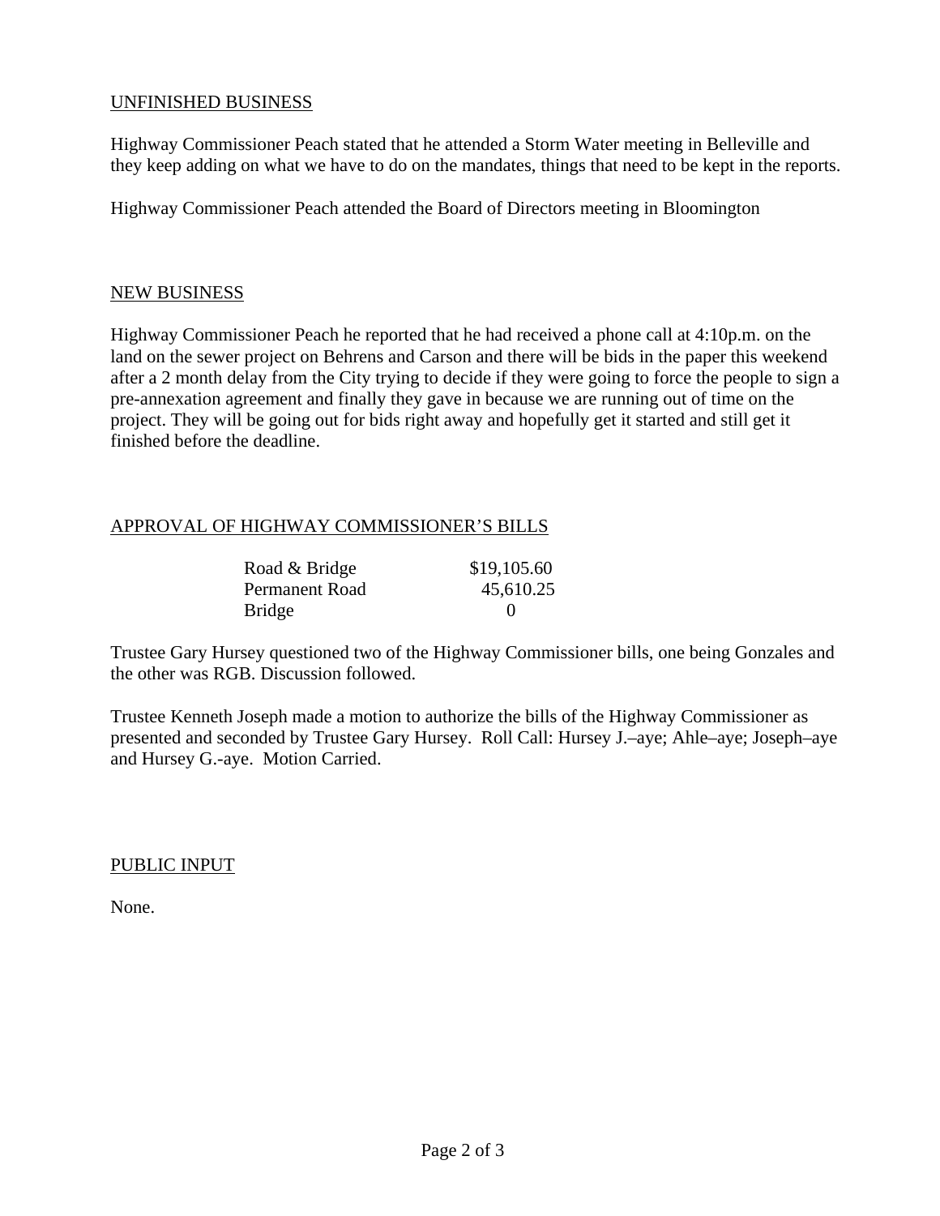UNFINISHED BUSINESS

Highway Commissioner Peach stated that he attended a Storm Water meeting in Belleville and they keep adding on what we have to do on the mandates, things that need to be kept in the reports.

Highway Commissioner Peach attended the Board of Directors meeting in Bloomington

NEW BUSINESS

Highway Commissioner Peach he reported that he had received a phone call at 4:10p.m. on the land on the sewer project on Behrens and Carson and there will be bids in the paper this weekend after a 2 month delay from the City trying to decide if they were going to force the people to sign a pre-annexation agreement and finally they gave in because we are running out of time on the project. They will be going out for bids right away and hopefully get it started and still get it finished before the deadline.

APPROVAL OF HIGHWAY COMMISSIONER'S BILLS

| | |
|---|---|
| Road & Bridge | \$19,105.60 |
| Permanent Road | 45,610.25 |
| Bridge | 0 |

Trustee Gary Hursey questioned two of the Highway Commissioner bills, one being Gonzales and the other was RGB. Discussion followed.

Trustee Kenneth Joseph made a motion to authorize the bills of the Highway Commissioner as presented and seconded by Trustee Gary Hursey. Roll Call: Hursey J.–aye; Ahle–aye; Joseph–aye and Hursey G.-aye. Motion Carried.

PUBLIC INPUT

None.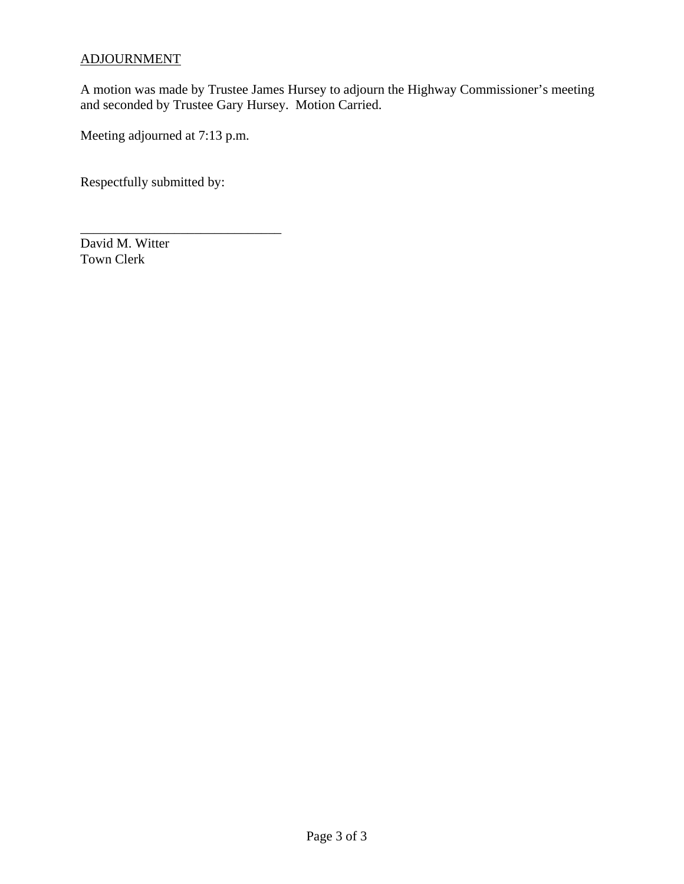ADJOURNMENT

A motion was made by Trustee James Hursey to adjourn the Highway Commissioner's meeting and seconded by Trustee Gary Hursey. Motion Carried.

Meeting adjourned at 7:13 p.m.

Respectfully submitted by:

_______________________________
David M. Witter
Town Clerk